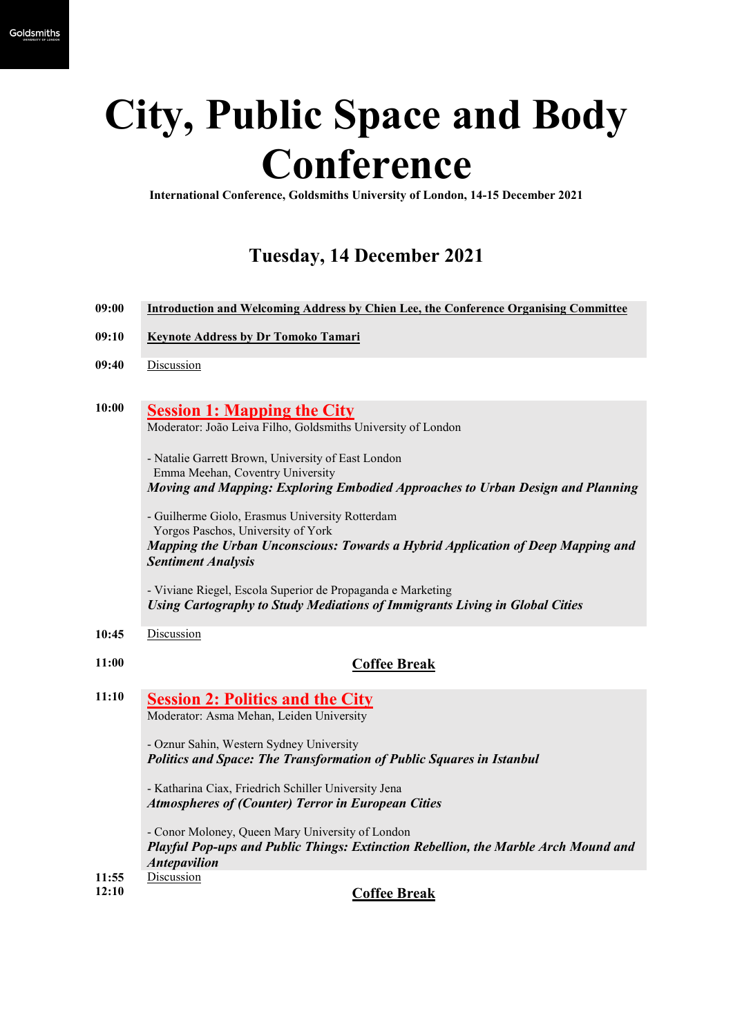# City, Public Space and Body Conference

**International Conference, Goldsmiths University of London, 14-15 December 2021**

## Tuesday, 14 December 2021

**09:00** **Introduction and Welcoming Address by Chien Lee, the Conference Organising Committee**

**09:10** **Keynote Address by Dr Tomoko Tamari**

**09:40** Discussion

**10:00** **Session 1: Mapping the City**

Moderator: João Leiva Filho, Goldsmiths University of London

- Natalie Garrett Brown, University of East London
  Emma Meehan, Coventry University
  ***Moving and Mapping: Exploring Embodied Approaches to Urban Design and Planning***

- Guilherme Giolo, Erasmus University Rotterdam
  Yorgos Paschos, University of York
  ***Mapping the Urban Unconscious: Towards a Hybrid Application of Deep Mapping and Sentiment Analysis***

- Viviane Riegel, Escola Superior de Propaganda e Marketing
  ***Using Cartography to Study Mediations of Immigrants Living in Global Cities***

**10:45** Discussion

**11:00** **Coffee Break**

**11:10** **Session 2: Politics and the City**

Moderator: Asma Mehan, Leiden University

- Oznur Sahin, Western Sydney University
  ***Politics and Space: The Transformation of Public Squares in Istanbul***

- Katharina Ciax, Friedrich Schiller University Jena
  ***Atmospheres of (Counter) Terror in European Cities***

- Conor Moloney, Queen Mary University of London
  ***Playful Pop-ups and Public Things: Extinction Rebellion, the Marble Arch Mound and Antepavilion***

**11:55** Discussion

**12:10** **Coffee Break**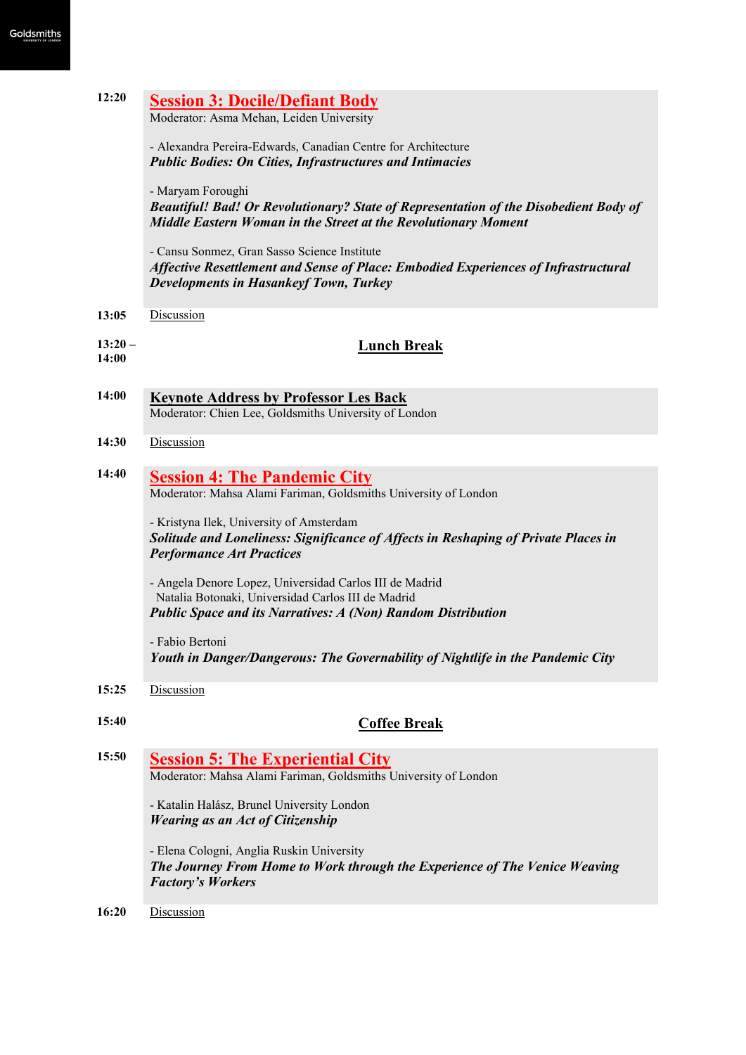**12:20** — **Session 3: Docile/Defiant Body**

Moderator: Asma Mehan, Leiden University

- Alexandra Pereira-Edwards, Canadian Centre for Architecture
  ***Public Bodies: On Cities, Infrastructures and Intimacies***

- Maryam Foroughi
  ***Beautiful! Bad! Or Revolutionary? State of Representation of the Disobedient Body of Middle Eastern Woman in the Street at the Revolutionary Moment***

- Cansu Sonmez, Gran Sasso Science Institute
  ***Affective Resettlement and Sense of Place: Embodied Experiences of Infrastructural Developments in Hasankeyf Town, Turkey***

**13:05** — Discussion

**13:20 – 14:00** — **Lunch Break**

**14:00** — **Keynote Address by Professor Les Back**

Moderator: Chien Lee, Goldsmiths University of London

**14:30** — Discussion

**14:40** — **Session 4: The Pandemic City**

Moderator: Mahsa Alami Fariman, Goldsmiths University of London

- Kristyna Ilek, University of Amsterdam
  ***Solitude and Loneliness: Significance of Affects in Reshaping of Private Places in Performance Art Practices***

- Angela Denore Lopez, Universidad Carlos III de Madrid
  Natalia Botonaki, Universidad Carlos III de Madrid
  ***Public Space and its Narratives: A (Non) Random Distribution***

- Fabio Bertoni
  ***Youth in Danger/Dangerous: The Governability of Nightlife in the Pandemic City***

**15:25** — Discussion

**15:40** — **Coffee Break**

**15:50** — **Session 5: The Experiential City**

Moderator: Mahsa Alami Fariman, Goldsmiths University of London

- Katalin Halász, Brunel University London
  ***Wearing as an Act of Citizenship***

- Elena Cologni, Anglia Ruskin University
  ***The Journey From Home to Work through the Experience of The Venice Weaving Factory's Workers***

**16:20** — Discussion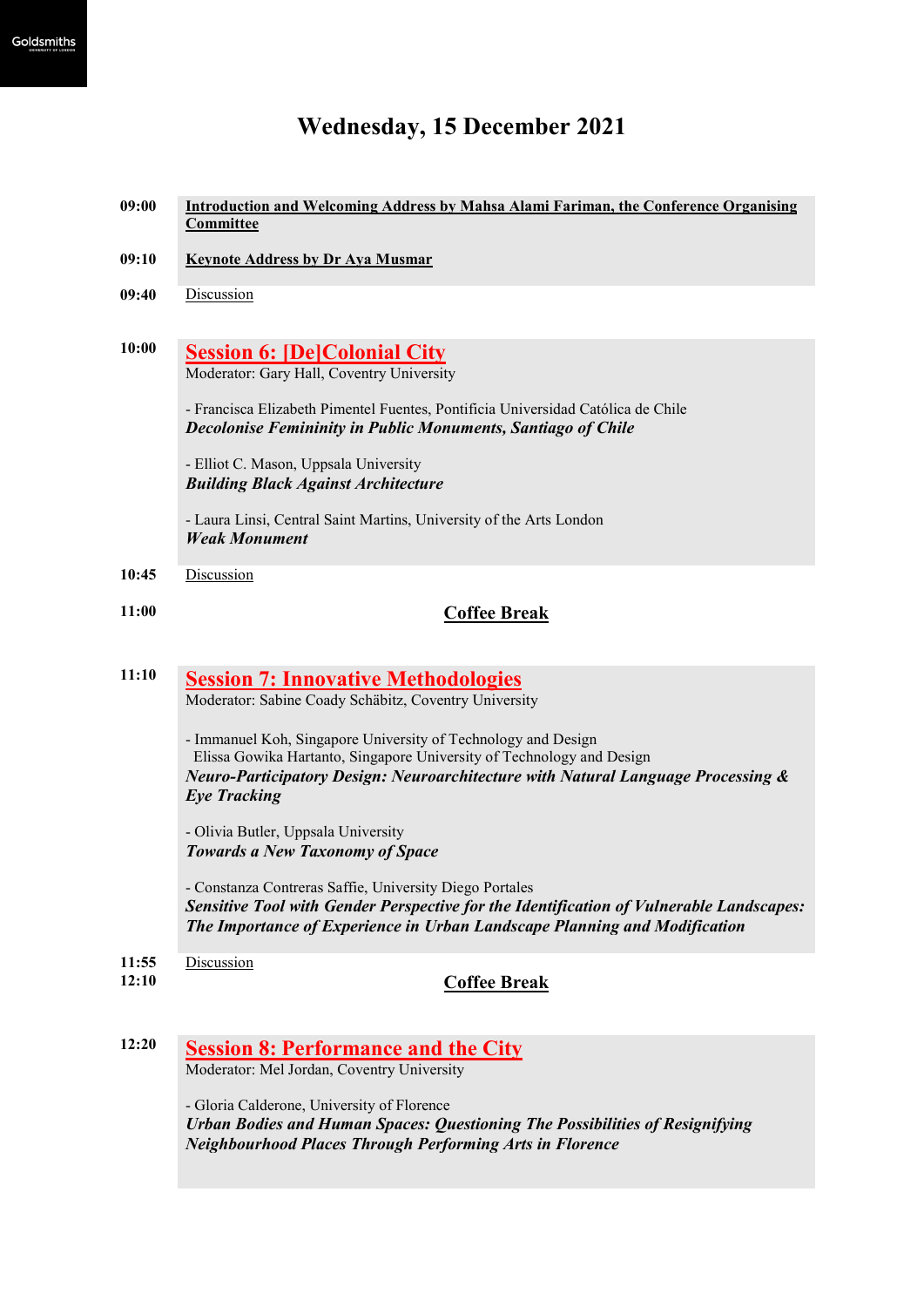# Wednesday, 15 December 2021

**09:00** **Introduction and Welcoming Address by Mahsa Alami Fariman, the Conference Organising Committee**

**09:10** **Keynote Address by Dr Aya Musmar**

**09:40** Discussion

**10:00** **Session 6: [De]Colonial City**

Moderator: Gary Hall, Coventry University

- Francisca Elizabeth Pimentel Fuentes, Pontificia Universidad Católica de Chile
***Decolonise Femininity in Public Monuments, Santiago of Chile***

- Elliot C. Mason, Uppsala University
***Building Black Against Architecture***

- Laura Linsi, Central Saint Martins, University of the Arts London
***Weak Monument***

**10:45** Discussion

**11:00** **Coffee Break**

**11:10** **Session 7: Innovative Methodologies**

Moderator: Sabine Coady Schäbitz, Coventry University

- Immanuel Koh, Singapore University of Technology and Design
Elissa Gowika Hartanto, Singapore University of Technology and Design
***Neuro-Participatory Design: Neuroarchitecture with Natural Language Processing & Eye Tracking***

- Olivia Butler, Uppsala University
***Towards a New Taxonomy of Space***

- Constanza Contreras Saffie, University Diego Portales
***Sensitive Tool with Gender Perspective for the Identification of Vulnerable Landscapes: The Importance of Experience in Urban Landscape Planning and Modification***

**11:55** Discussion

**12:10** **Coffee Break**

**12:20** **Session 8: Performance and the City**

Moderator: Mel Jordan, Coventry University

- Gloria Calderone, University of Florence
***Urban Bodies and Human Spaces: Questioning The Possibilities of Resignifying Neighbourhood Places Through Performing Arts in Florence***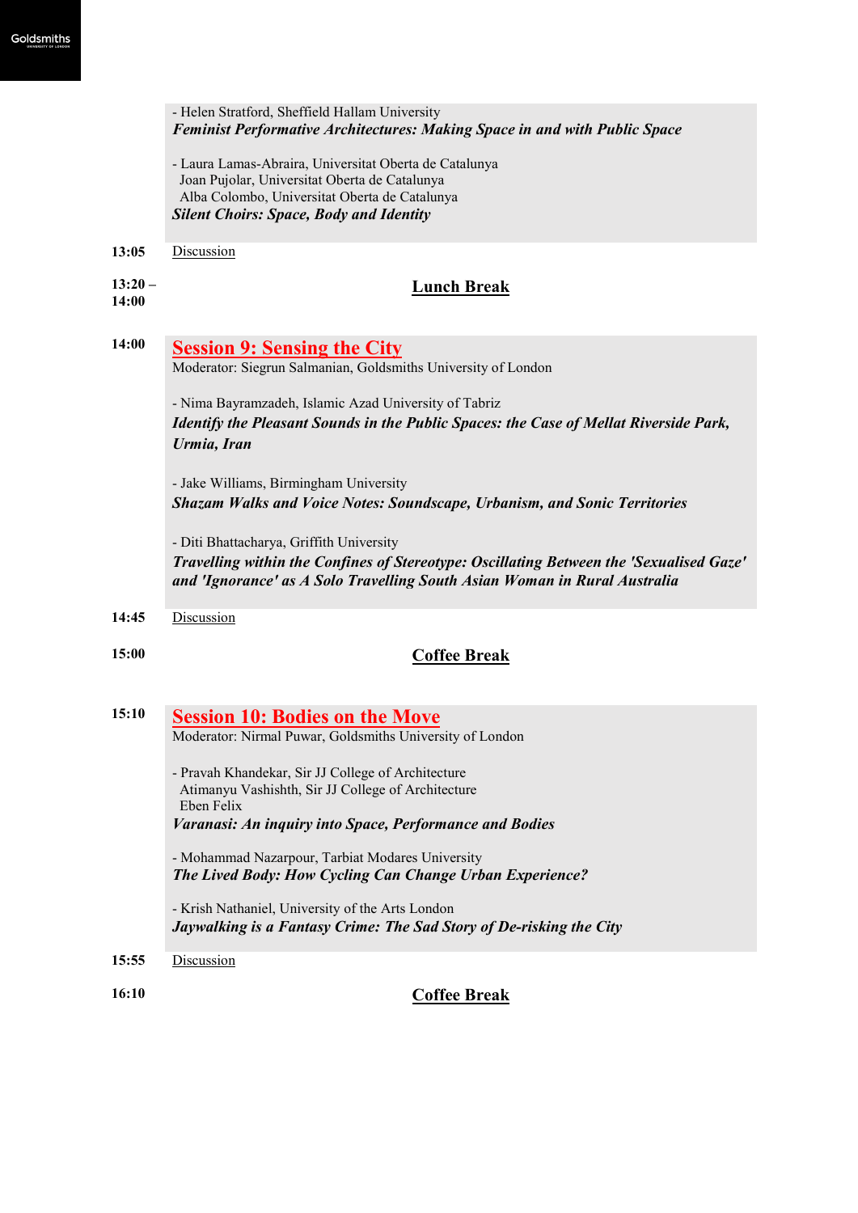- Helen Stratford, Sheffield Hallam University
***Feminist Performative Architectures: Making Space in and with Public Space***

- Laura Lamas-Abraira, Universitat Oberta de Catalunya
  Joan Pujolar, Universitat Oberta de Catalunya
  Alba Colombo, Universitat Oberta de Catalunya
***Silent Choirs: Space, Body and Identity***

**13:05** Discussion

**13:20 – 14:00** **Lunch Break**

**14:00**

## Session 9: Sensing the City

Moderator: Siegrun Salmanian, Goldsmiths University of London

- Nima Bayramzadeh, Islamic Azad University of Tabriz
***Identify the Pleasant Sounds in the Public Spaces: the Case of Mellat Riverside Park, Urmia, Iran***

- Jake Williams, Birmingham University
***Shazam Walks and Voice Notes: Soundscape, Urbanism, and Sonic Territories***

- Diti Bhattacharya, Griffith University
***Travelling within the Confines of Stereotype: Oscillating Between the 'Sexualised Gaze' and 'Ignorance' as A Solo Travelling South Asian Woman in Rural Australia***

**14:45** Discussion

**15:00** **Coffee Break**

**15:10**

## Session 10: Bodies on the Move

Moderator: Nirmal Puwar, Goldsmiths University of London

- Pravah Khandekar, Sir JJ College of Architecture
  Atimanyu Vashishth, Sir JJ College of Architecture
  Eben Felix
***Varanasi: An inquiry into Space, Performance and Bodies***

- Mohammad Nazarpour, Tarbiat Modares University
***The Lived Body: How Cycling Can Change Urban Experience?***

- Krish Nathaniel, University of the Arts London
***Jaywalking is a Fantasy Crime: The Sad Story of De-risking the City***

**15:55** Discussion

**16:10** **Coffee Break**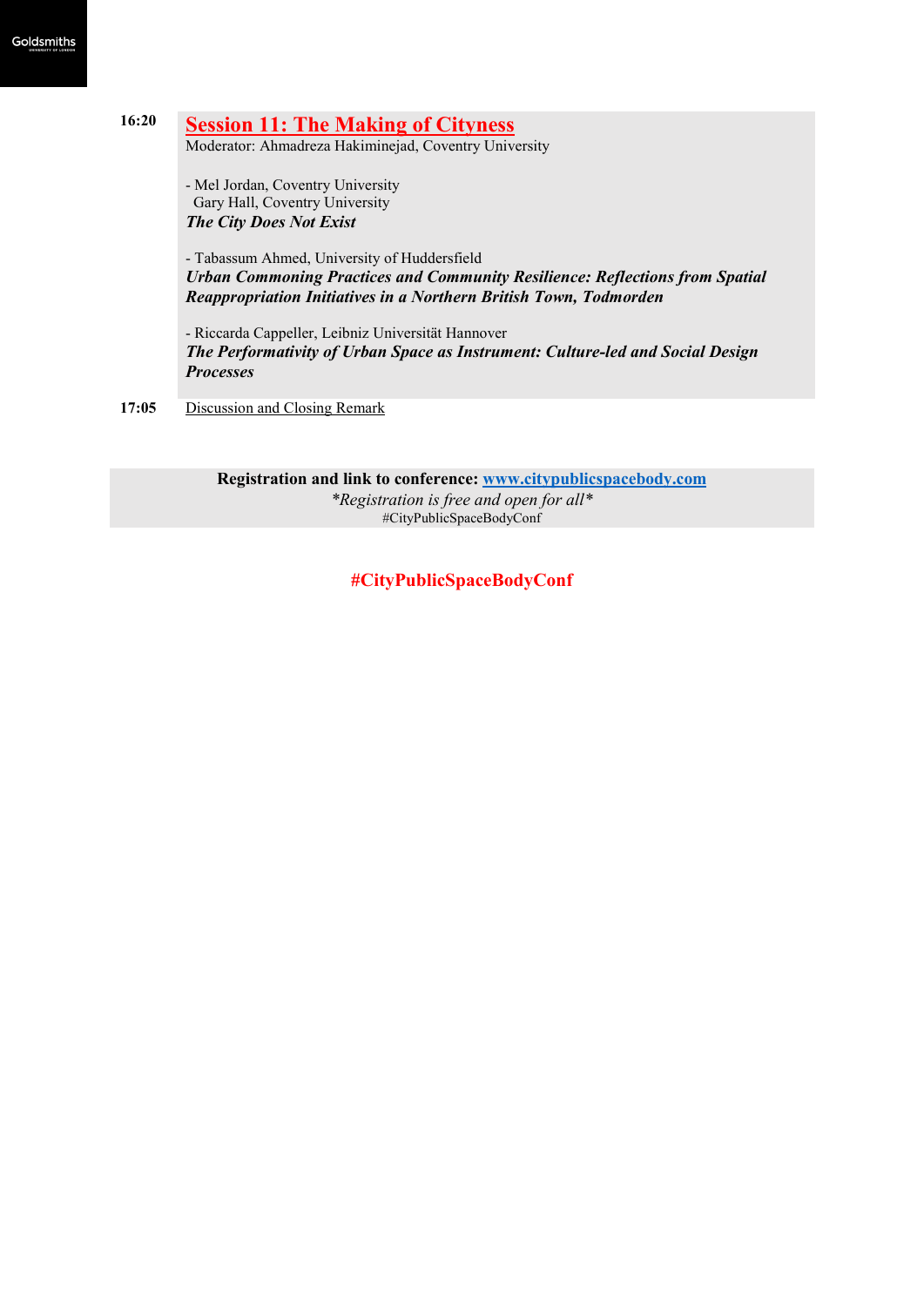**16:20** **Session 11: The Making of Cityness**

Moderator: Ahmadreza Hakiminejad, Coventry University

- Mel Jordan, Coventry University
  Gary Hall, Coventry University
  ***The City Does Not Exist***

- Tabassum Ahmed, University of Huddersfield
  ***Urban Commoning Practices and Community Resilience: Reflections from Spatial Reappropriation Initiatives in a Northern British Town, Todmorden***

- Riccarda Cappeller, Leibniz Universität Hannover
  ***The Performativity of Urban Space as Instrument: Culture-led and Social Design Processes***

**17:05** Discussion and Closing Remark

**Registration and link to conference: [www.citypublicspacebody.com](http://www.citypublicspacebody.com)**

*\*Registration is free and open for all\**

#CityPublicSpaceBodyConf

**#CityPublicSpaceBodyConf**